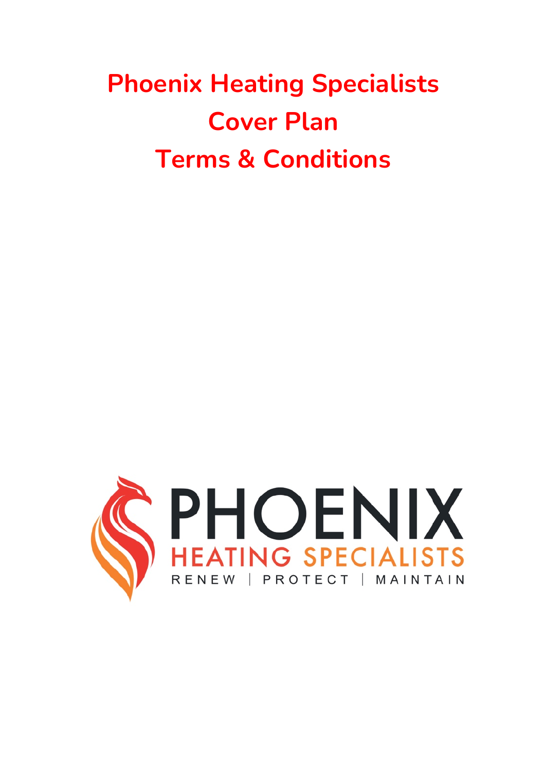# Phoenix Heating Specialists
# Cover Plan
# Terms & Conditions

PHOENIX

HEATING SPECIALISTS

RENEW | PROTECT | MAINTAIN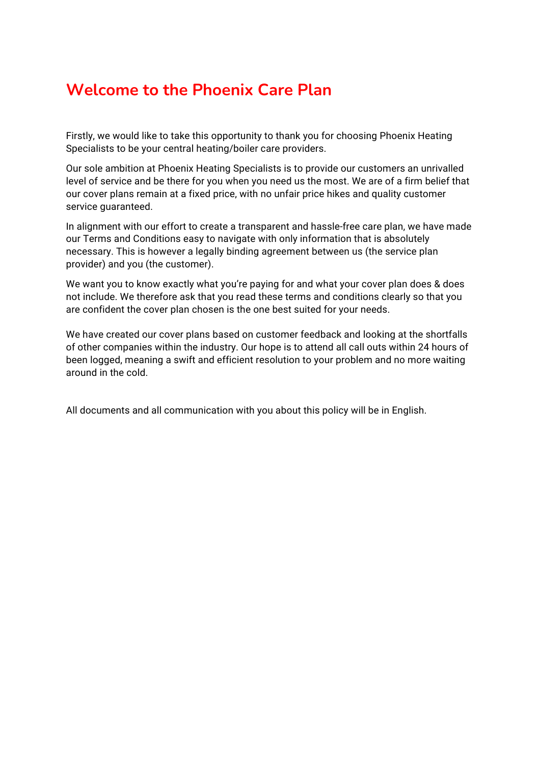# Welcome to the Phoenix Care Plan

Firstly, we would like to take this opportunity to thank you for choosing Phoenix Heating Specialists to be your central heating/boiler care providers.

Our sole ambition at Phoenix Heating Specialists is to provide our customers an unrivalled level of service and be there for you when you need us the most. We are of a firm belief that our cover plans remain at a fixed price, with no unfair price hikes and quality customer service guaranteed.

In alignment with our effort to create a transparent and hassle-free care plan, we have made our Terms and Conditions easy to navigate with only information that is absolutely necessary. This is however a legally binding agreement between us (the service plan provider) and you (the customer).

We want you to know exactly what you're paying for and what your cover plan does & does not include. We therefore ask that you read these terms and conditions clearly so that you are confident the cover plan chosen is the one best suited for your needs.

We have created our cover plans based on customer feedback and looking at the shortfalls of other companies within the industry. Our hope is to attend all call outs within 24 hours of been logged, meaning a swift and efficient resolution to your problem and no more waiting around in the cold.

All documents and all communication with you about this policy will be in English.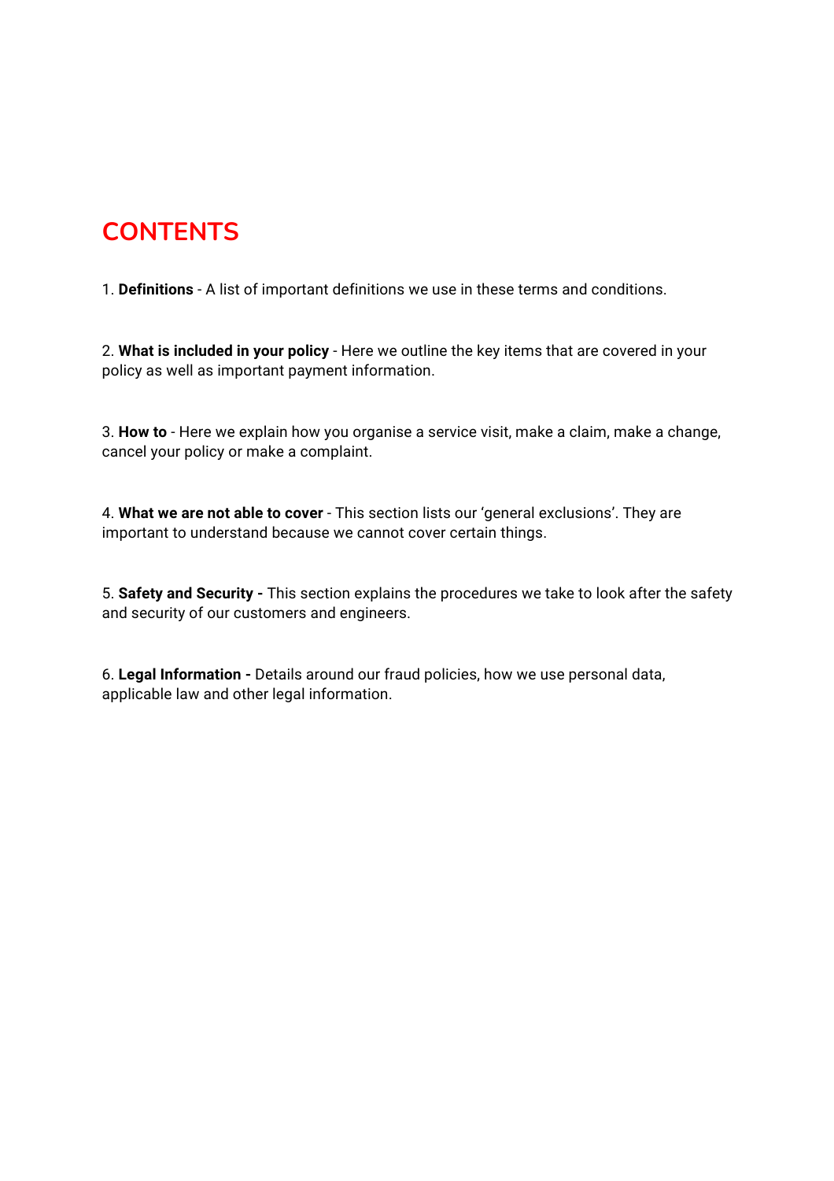# CONTENTS

1. **Definitions** - A list of important definitions we use in these terms and conditions.

2. **What is included in your policy** - Here we outline the key items that are covered in your policy as well as important payment information.

3. **How to** - Here we explain how you organise a service visit, make a claim, make a change, cancel your policy or make a complaint.

4. **What we are not able to cover** - This section lists our 'general exclusions'. They are important to understand because we cannot cover certain things.

5. **Safety and Security -** This section explains the procedures we take to look after the safety and security of our customers and engineers.

6. **Legal Information -** Details around our fraud policies, how we use personal data, applicable law and other legal information.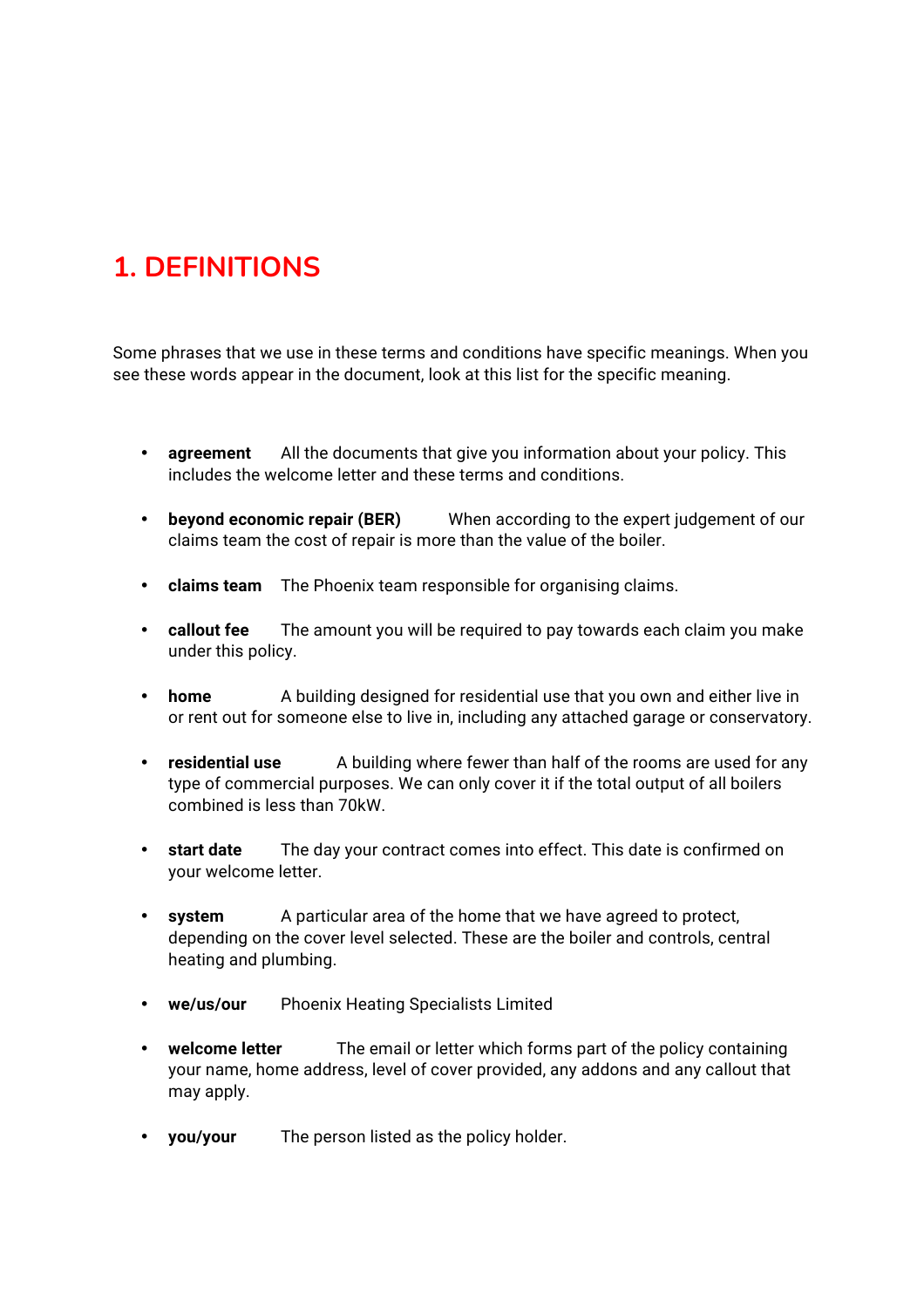# 1. DEFINITIONS

Some phrases that we use in these terms and conditions have specific meanings. When you see these words appear in the document, look at this list for the specific meaning.

- **agreement** All the documents that give you information about your policy. This includes the welcome letter and these terms and conditions.
- **beyond economic repair (BER)** When according to the expert judgement of our claims team the cost of repair is more than the value of the boiler.
- **claims team** The Phoenix team responsible for organising claims.
- **callout fee** The amount you will be required to pay towards each claim you make under this policy.
- **home** A building designed for residential use that you own and either live in or rent out for someone else to live in, including any attached garage or conservatory.
- **residential use** A building where fewer than half of the rooms are used for any type of commercial purposes. We can only cover it if the total output of all boilers combined is less than 70kW.
- **start date** The day your contract comes into effect. This date is confirmed on your welcome letter.
- **system** A particular area of the home that we have agreed to protect, depending on the cover level selected. These are the boiler and controls, central heating and plumbing.
- **we/us/our** Phoenix Heating Specialists Limited
- **welcome letter** The email or letter which forms part of the policy containing your name, home address, level of cover provided, any addons and any callout that may apply.
- **you/your** The person listed as the policy holder.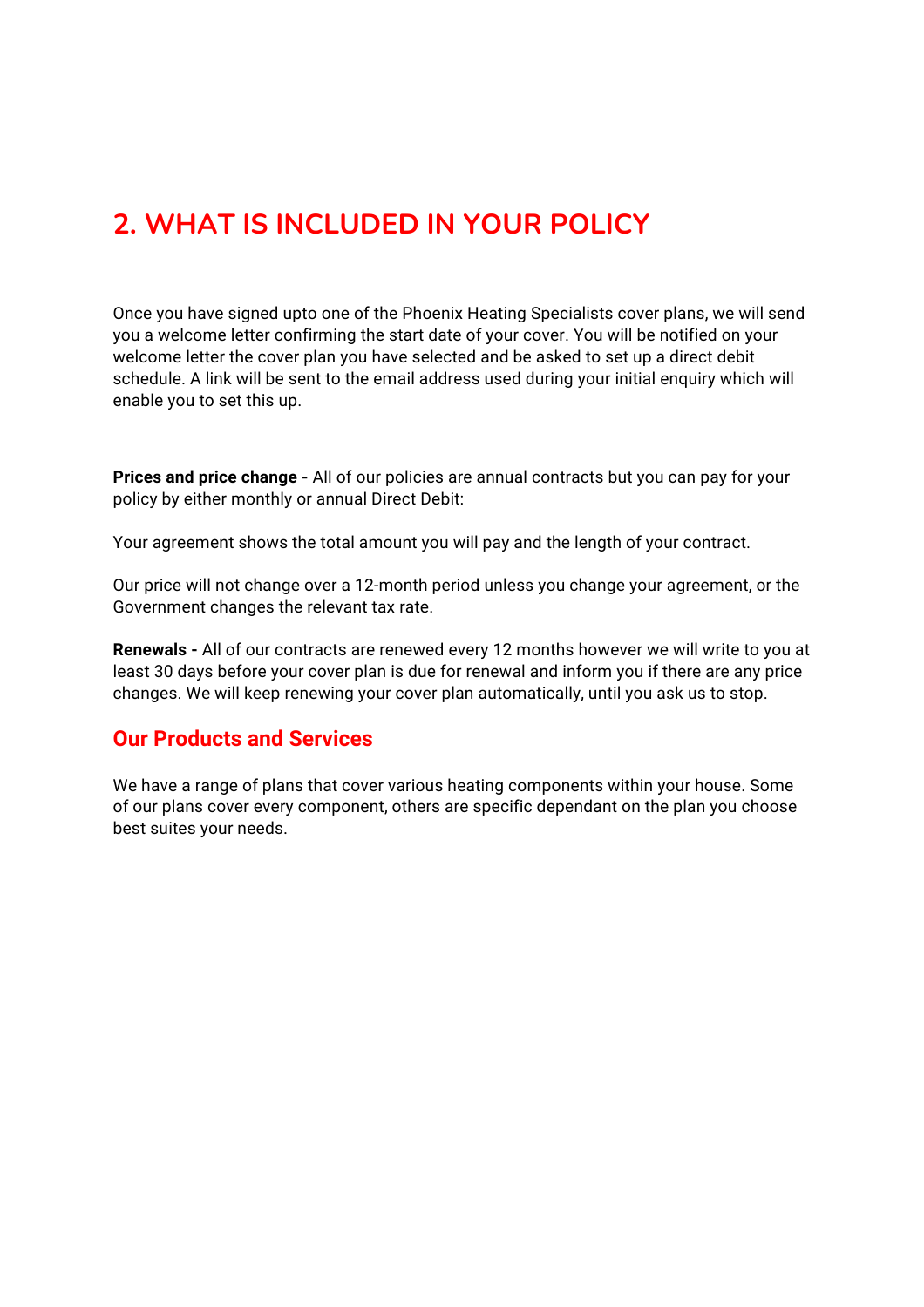## 2. WHAT IS INCLUDED IN YOUR POLICY

Once you have signed upto one of the Phoenix Heating Specialists cover plans, we will send you a welcome letter confirming the start date of your cover. You will be notified on your welcome letter the cover plan you have selected and be asked to set up a direct debit schedule. A link will be sent to the email address used during your initial enquiry which will enable you to set this up.

**Prices and price change -** All of our policies are annual contracts but you can pay for your policy by either monthly or annual Direct Debit:

Your agreement shows the total amount you will pay and the length of your contract.

Our price will not change over a 12-month period unless you change your agreement, or the Government changes the relevant tax rate.

**Renewals -** All of our contracts are renewed every 12 months however we will write to you at least 30 days before your cover plan is due for renewal and inform you if there are any price changes. We will keep renewing your cover plan automatically, until you ask us to stop.

### Our Products and Services

We have a range of plans that cover various heating components within your house. Some of our plans cover every component, others are specific dependant on the plan you choose best suites your needs.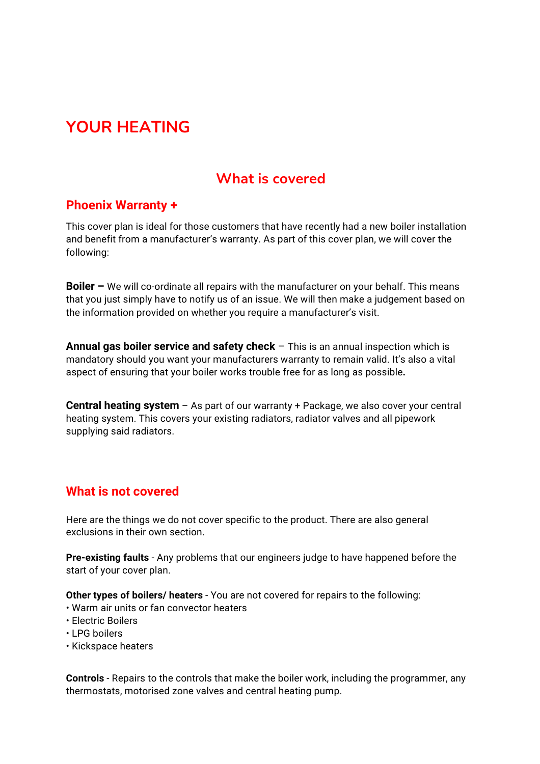# YOUR HEATING

## What is covered

### Phoenix Warranty +

This cover plan is ideal for those customers that have recently had a new boiler installation and benefit from a manufacturer's warranty. As part of this cover plan, we will cover the following:

**Boiler –** We will co-ordinate all repairs with the manufacturer on your behalf. This means that you just simply have to notify us of an issue. We will then make a judgement based on the information provided on whether you require a manufacturer's visit.

**Annual gas boiler service and safety check** – This is an annual inspection which is mandatory should you want your manufacturers warranty to remain valid. It's also a vital aspect of ensuring that your boiler works trouble free for as long as possible**.**

**Central heating system** – As part of our warranty + Package, we also cover your central heating system. This covers your existing radiators, radiator valves and all pipework supplying said radiators.

### What is not covered

Here are the things we do not cover specific to the product. There are also general exclusions in their own section.

**Pre-existing faults** - Any problems that our engineers judge to have happened before the start of your cover plan.

**Other types of boilers/ heaters** - You are not covered for repairs to the following:

- Warm air units or fan convector heaters
- Electric Boilers
- LPG boilers
- Kickspace heaters

**Controls** - Repairs to the controls that make the boiler work, including the programmer, any thermostats, motorised zone valves and central heating pump.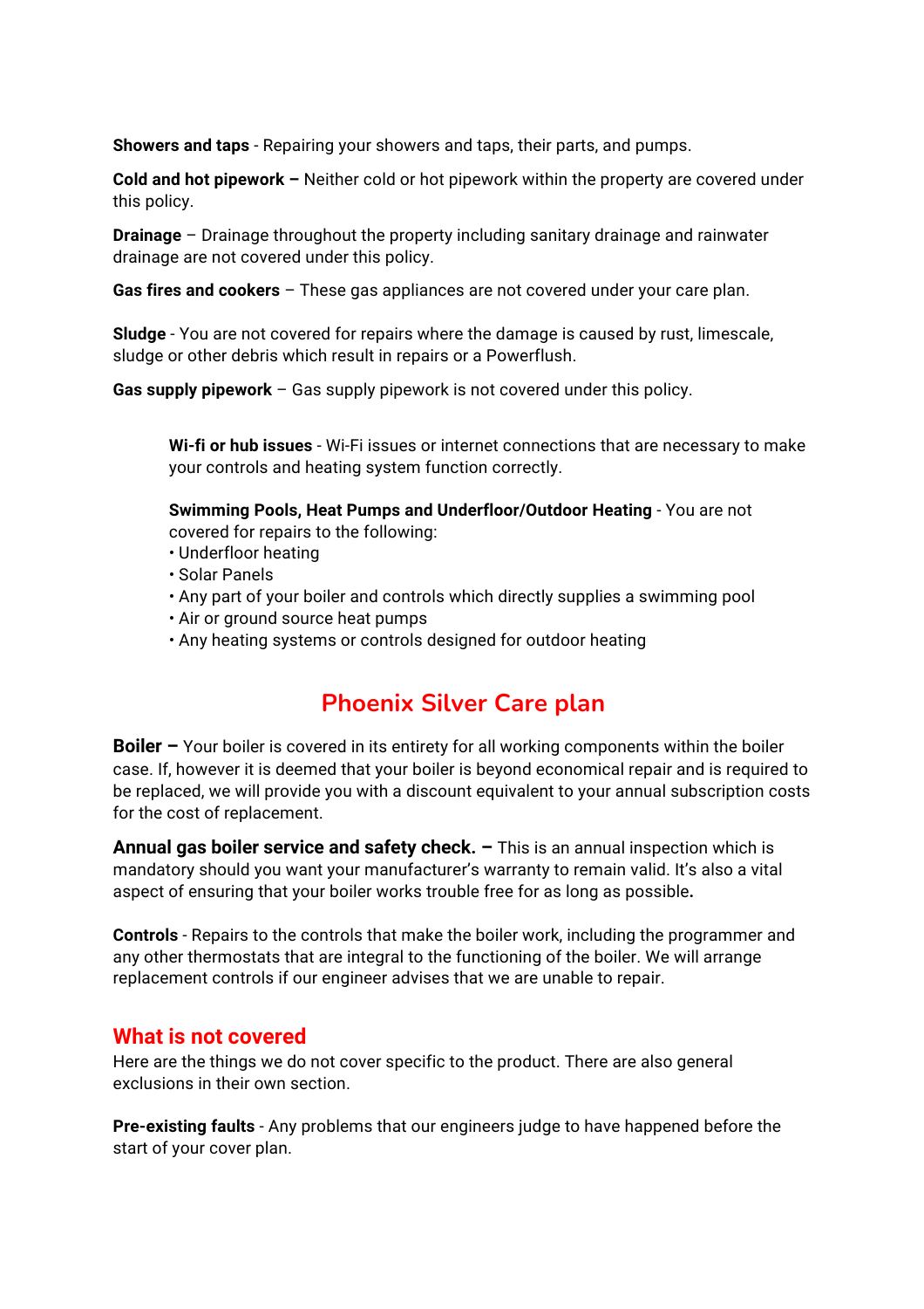**Showers and taps** - Repairing your showers and taps, their parts, and pumps.

**Cold and hot pipework –** Neither cold or hot pipework within the property are covered under this policy.

**Drainage** – Drainage throughout the property including sanitary drainage and rainwater drainage are not covered under this policy.

**Gas fires and cookers** – These gas appliances are not covered under your care plan.

**Sludge** - You are not covered for repairs where the damage is caused by rust, limescale, sludge or other debris which result in repairs or a Powerflush.

**Gas supply pipework** – Gas supply pipework is not covered under this policy.

**Wi-fi or hub issues** - Wi-Fi issues or internet connections that are necessary to make your controls and heating system function correctly.

**Swimming Pools, Heat Pumps and Underfloor/Outdoor Heating** - You are not covered for repairs to the following:

- Underfloor heating
- Solar Panels
- Any part of your boiler and controls which directly supplies a swimming pool
- Air or ground source heat pumps
- Any heating systems or controls designed for outdoor heating

## Phoenix Silver Care plan

**Boiler –** Your boiler is covered in its entirety for all working components within the boiler case. If, however it is deemed that your boiler is beyond economical repair and is required to be replaced, we will provide you with a discount equivalent to your annual subscription costs for the cost of replacement.

**Annual gas boiler service and safety check. –** This is an annual inspection which is mandatory should you want your manufacturer's warranty to remain valid. It's also a vital aspect of ensuring that your boiler works trouble free for as long as possible**.**

**Controls** - Repairs to the controls that make the boiler work, including the programmer and any other thermostats that are integral to the functioning of the boiler. We will arrange replacement controls if our engineer advises that we are unable to repair.

### What is not covered

Here are the things we do not cover specific to the product. There are also general exclusions in their own section.

**Pre-existing faults** - Any problems that our engineers judge to have happened before the start of your cover plan.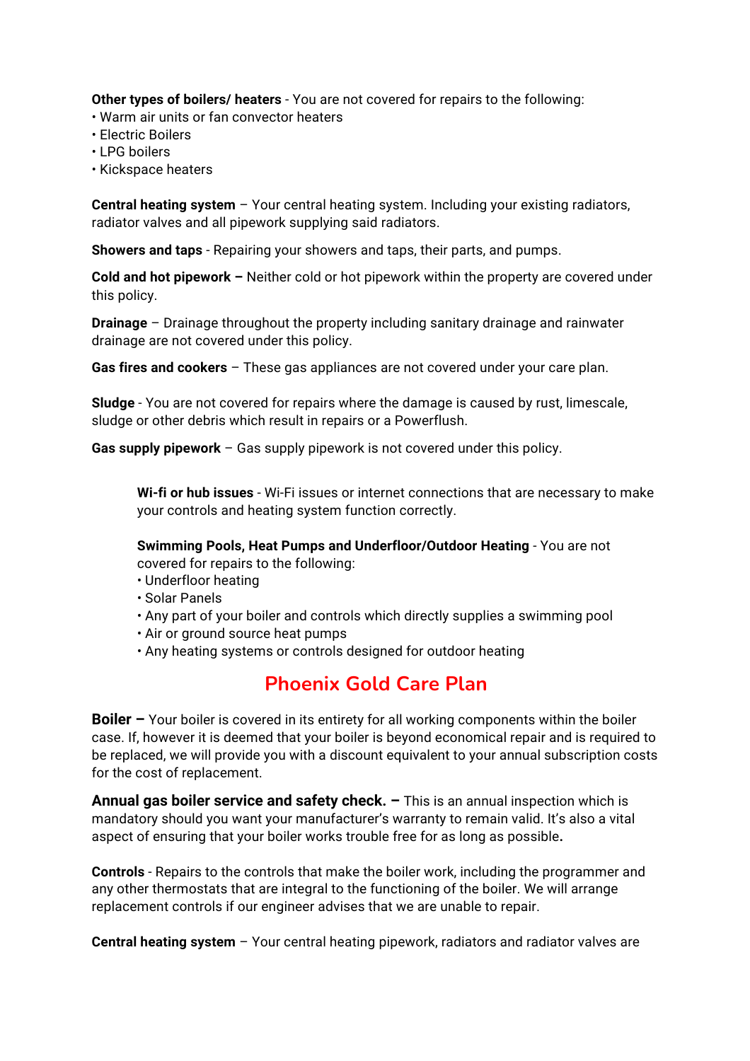**Other types of boilers/ heaters** - You are not covered for repairs to the following:
• Warm air units or fan convector heaters
• Electric Boilers
• LPG boilers
• Kickspace heaters

**Central heating system** – Your central heating system. Including your existing radiators, radiator valves and all pipework supplying said radiators.

**Showers and taps** - Repairing your showers and taps, their parts, and pumps.

**Cold and hot pipework –** Neither cold or hot pipework within the property are covered under this policy.

**Drainage** – Drainage throughout the property including sanitary drainage and rainwater drainage are not covered under this policy.

**Gas fires and cookers** – These gas appliances are not covered under your care plan.

**Sludge** - You are not covered for repairs where the damage is caused by rust, limescale, sludge or other debris which result in repairs or a Powerflush.

**Gas supply pipework** – Gas supply pipework is not covered under this policy.

**Wi-fi or hub issues** - Wi-Fi issues or internet connections that are necessary to make your controls and heating system function correctly.

**Swimming Pools, Heat Pumps and Underfloor/Outdoor Heating** - You are not covered for repairs to the following:
• Underfloor heating
• Solar Panels
• Any part of your boiler and controls which directly supplies a swimming pool
• Air or ground source heat pumps
• Any heating systems or controls designed for outdoor heating

## Phoenix Gold Care Plan

**Boiler –** Your boiler is covered in its entirety for all working components within the boiler case. If, however it is deemed that your boiler is beyond economical repair and is required to be replaced, we will provide you with a discount equivalent to your annual subscription costs for the cost of replacement.

**Annual gas boiler service and safety check. –** This is an annual inspection which is mandatory should you want your manufacturer's warranty to remain valid. It's also a vital aspect of ensuring that your boiler works trouble free for as long as possible**.**

**Controls** - Repairs to the controls that make the boiler work, including the programmer and any other thermostats that are integral to the functioning of the boiler. We will arrange replacement controls if our engineer advises that we are unable to repair.

**Central heating system** – Your central heating pipework, radiators and radiator valves are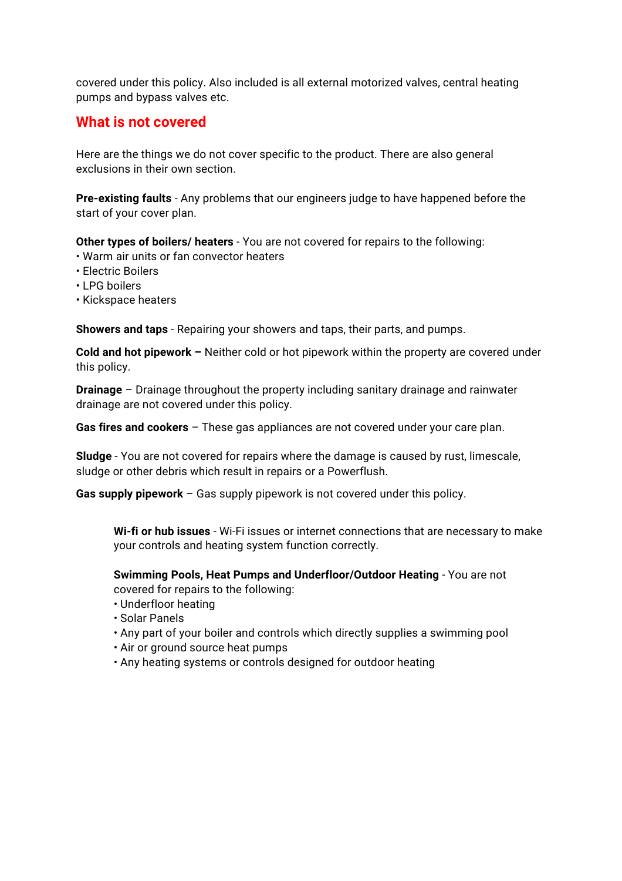covered under this policy. Also included is all external motorized valves, central heating pumps and bypass valves etc.

## What is not covered

Here are the things we do not cover specific to the product. There are also general exclusions in their own section.

**Pre-existing faults** - Any problems that our engineers judge to have happened before the start of your cover plan.

**Other types of boilers/ heaters** - You are not covered for repairs to the following:
• Warm air units or fan convector heaters
• Electric Boilers
• LPG boilers
• Kickspace heaters

**Showers and taps** - Repairing your showers and taps, their parts, and pumps.

**Cold and hot pipework –** Neither cold or hot pipework within the property are covered under this policy.

**Drainage** – Drainage throughout the property including sanitary drainage and rainwater drainage are not covered under this policy.

**Gas fires and cookers** – These gas appliances are not covered under your care plan.

**Sludge** - You are not covered for repairs where the damage is caused by rust, limescale, sludge or other debris which result in repairs or a Powerflush.

**Gas supply pipework** – Gas supply pipework is not covered under this policy.

**Wi-fi or hub issues** - Wi-Fi issues or internet connections that are necessary to make your controls and heating system function correctly.

**Swimming Pools, Heat Pumps and Underfloor/Outdoor Heating** - You are not covered for repairs to the following:
• Underfloor heating
• Solar Panels
• Any part of your boiler and controls which directly supplies a swimming pool
• Air or ground source heat pumps
• Any heating systems or controls designed for outdoor heating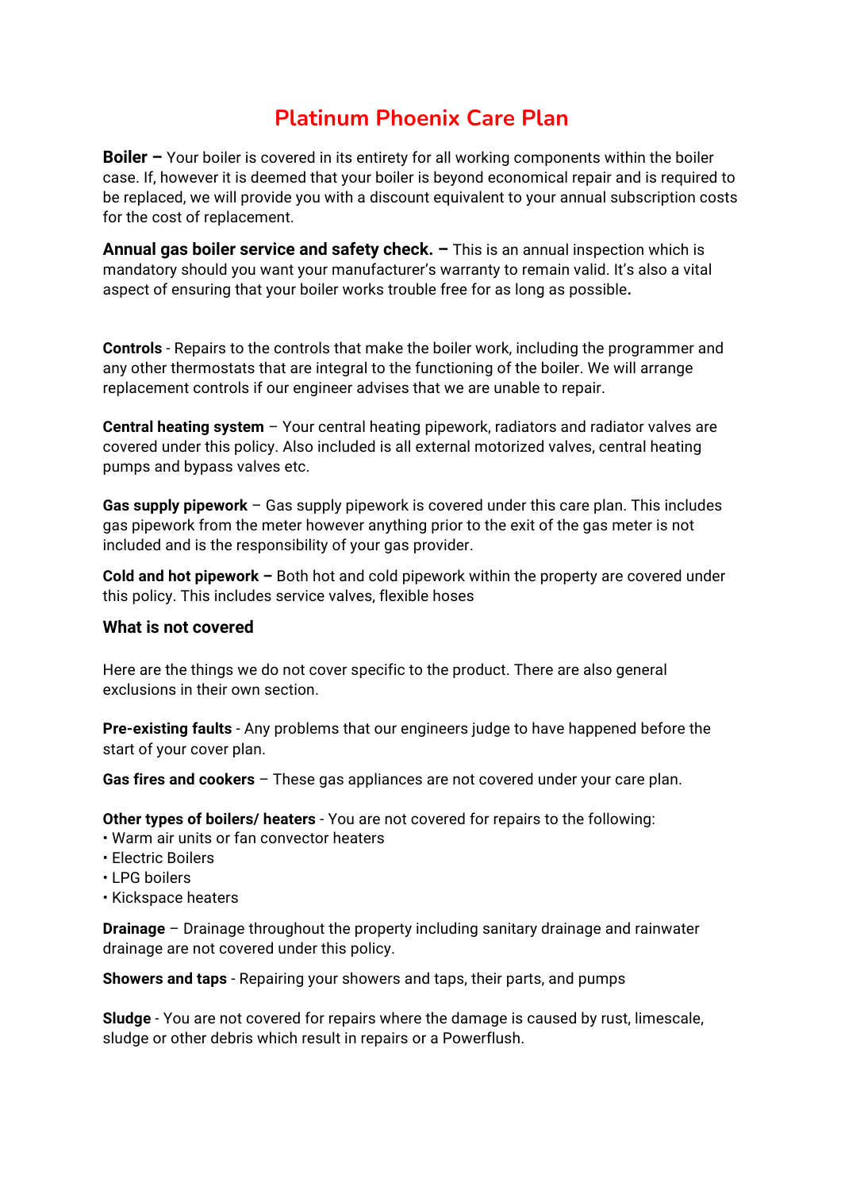# Platinum Phoenix Care Plan

**Boiler –** Your boiler is covered in its entirety for all working components within the boiler case. If, however it is deemed that your boiler is beyond economical repair and is required to be replaced, we will provide you with a discount equivalent to your annual subscription costs for the cost of replacement.

**Annual gas boiler service and safety check. –** This is an annual inspection which is mandatory should you want your manufacturer's warranty to remain valid. It's also a vital aspect of ensuring that your boiler works trouble free for as long as possible**.**

**Controls** - Repairs to the controls that make the boiler work, including the programmer and any other thermostats that are integral to the functioning of the boiler. We will arrange replacement controls if our engineer advises that we are unable to repair.

**Central heating system** – Your central heating pipework, radiators and radiator valves are covered under this policy. Also included is all external motorized valves, central heating pumps and bypass valves etc.

**Gas supply pipework** – Gas supply pipework is covered under this care plan. This includes gas pipework from the meter however anything prior to the exit of the gas meter is not included and is the responsibility of your gas provider.

**Cold and hot pipework –** Both hot and cold pipework within the property are covered under this policy. This includes service valves, flexible hoses

**What is not covered**

Here are the things we do not cover specific to the product. There are also general exclusions in their own section.

**Pre-existing faults** - Any problems that our engineers judge to have happened before the start of your cover plan.

**Gas fires and cookers** – These gas appliances are not covered under your care plan.

**Other types of boilers/ heaters** - You are not covered for repairs to the following:
- Warm air units or fan convector heaters
- Electric Boilers
- LPG boilers
- Kickspace heaters

**Drainage** – Drainage throughout the property including sanitary drainage and rainwater drainage are not covered under this policy.

**Showers and taps** - Repairing your showers and taps, their parts, and pumps

**Sludge** - You are not covered for repairs where the damage is caused by rust, limescale, sludge or other debris which result in repairs or a Powerflush.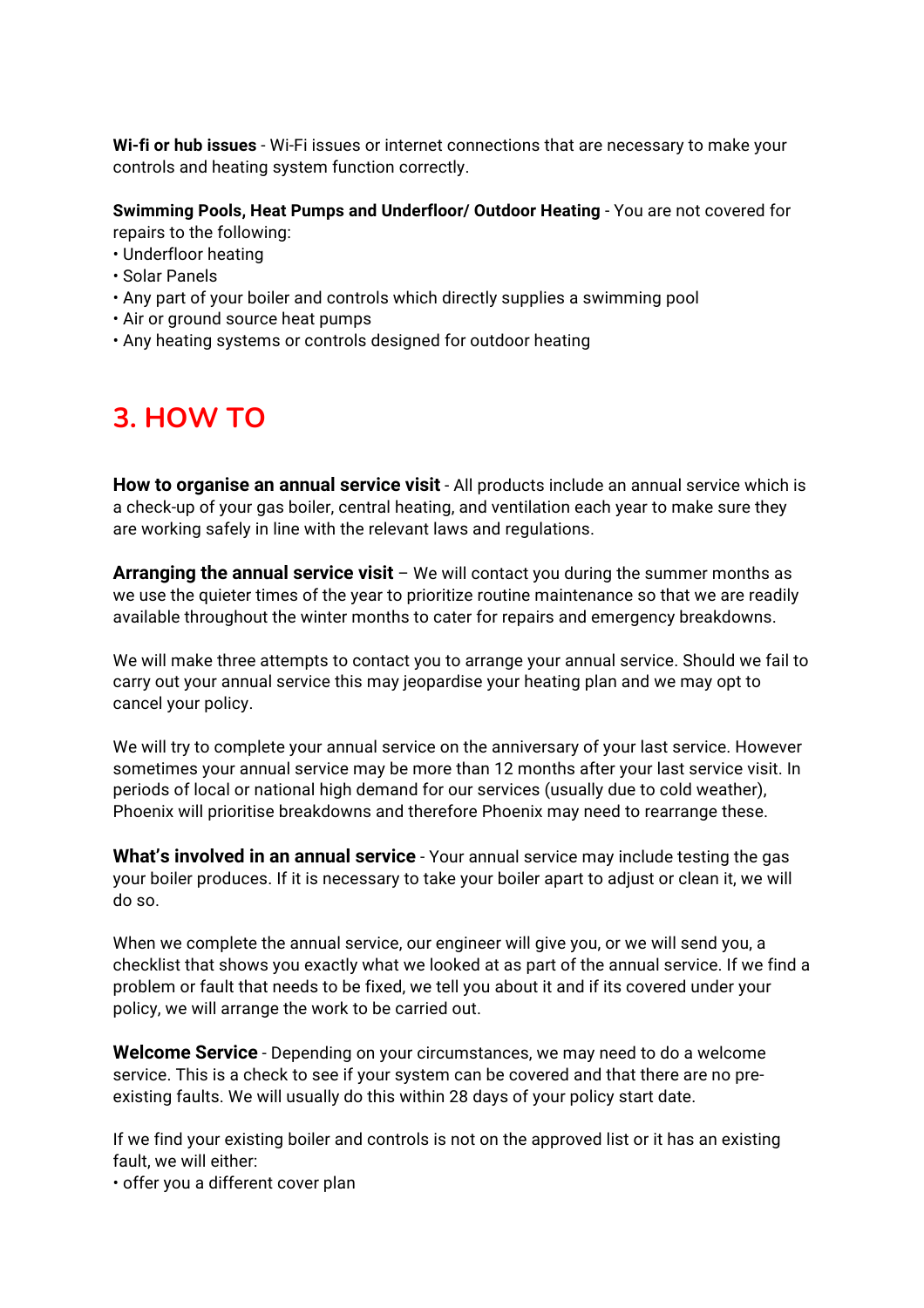**Wi-fi or hub issues** - Wi-Fi issues or internet connections that are necessary to make your controls and heating system function correctly.

**Swimming Pools, Heat Pumps and Underfloor/ Outdoor Heating** - You are not covered for repairs to the following:
• Underfloor heating
• Solar Panels
• Any part of your boiler and controls which directly supplies a swimming pool
• Air or ground source heat pumps
• Any heating systems or controls designed for outdoor heating

## 3. HOW TO

**How to organise an annual service visit** - All products include an annual service which is a check-up of your gas boiler, central heating, and ventilation each year to make sure they are working safely in line with the relevant laws and regulations.

**Arranging the annual service visit** – We will contact you during the summer months as we use the quieter times of the year to prioritize routine maintenance so that we are readily available throughout the winter months to cater for repairs and emergency breakdowns.

We will make three attempts to contact you to arrange your annual service. Should we fail to carry out your annual service this may jeopardise your heating plan and we may opt to cancel your policy.

We will try to complete your annual service on the anniversary of your last service. However sometimes your annual service may be more than 12 months after your last service visit. In periods of local or national high demand for our services (usually due to cold weather), Phoenix will prioritise breakdowns and therefore Phoenix may need to rearrange these.

**What's involved in an annual service** - Your annual service may include testing the gas your boiler produces. If it is necessary to take your boiler apart to adjust or clean it, we will do so.

When we complete the annual service, our engineer will give you, or we will send you, a checklist that shows you exactly what we looked at as part of the annual service. If we find a problem or fault that needs to be fixed, we tell you about it and if its covered under your policy, we will arrange the work to be carried out.

**Welcome Service** - Depending on your circumstances, we may need to do a welcome service. This is a check to see if your system can be covered and that there are no pre-existing faults. We will usually do this within 28 days of your policy start date.

If we find your existing boiler and controls is not on the approved list or it has an existing fault, we will either:
• offer you a different cover plan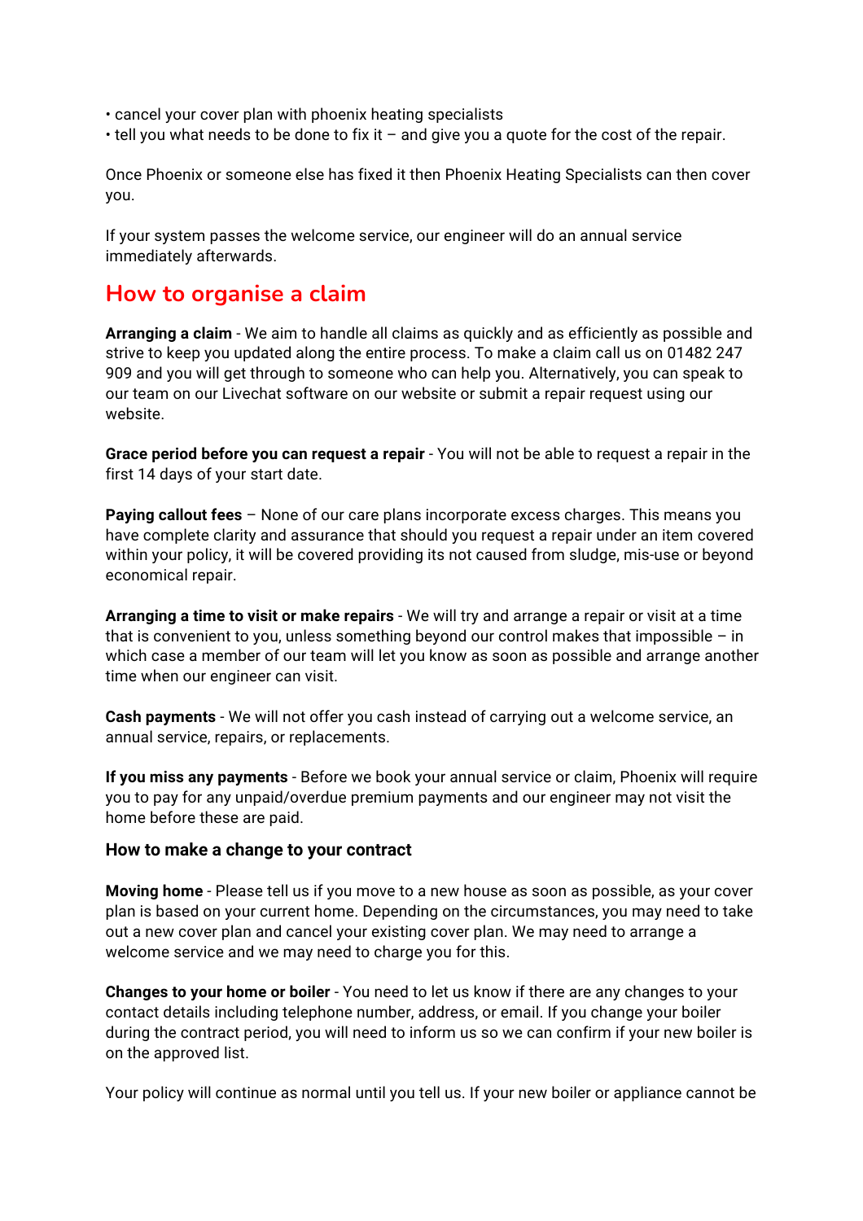- cancel your cover plan with phoenix heating specialists
- tell you what needs to be done to fix it – and give you a quote for the cost of the repair.

Once Phoenix or someone else has fixed it then Phoenix Heating Specialists can then cover you.

If your system passes the welcome service, our engineer will do an annual service immediately afterwards.

## How to organise a claim

**Arranging a claim** - We aim to handle all claims as quickly and as efficiently as possible and strive to keep you updated along the entire process. To make a claim call us on 01482 247 909 and you will get through to someone who can help you. Alternatively, you can speak to our team on our Livechat software on our website or submit a repair request using our website.

**Grace period before you can request a repair** - You will not be able to request a repair in the first 14 days of your start date.

**Paying callout fees** – None of our care plans incorporate excess charges. This means you have complete clarity and assurance that should you request a repair under an item covered within your policy, it will be covered providing its not caused from sludge, mis-use or beyond economical repair.

**Arranging a time to visit or make repairs** - We will try and arrange a repair or visit at a time that is convenient to you, unless something beyond our control makes that impossible – in which case a member of our team will let you know as soon as possible and arrange another time when our engineer can visit.

**Cash payments** - We will not offer you cash instead of carrying out a welcome service, an annual service, repairs, or replacements.

**If you miss any payments** - Before we book your annual service or claim, Phoenix will require you to pay for any unpaid/overdue premium payments and our engineer may not visit the home before these are paid.

### How to make a change to your contract

**Moving home** - Please tell us if you move to a new house as soon as possible, as your cover plan is based on your current home. Depending on the circumstances, you may need to take out a new cover plan and cancel your existing cover plan. We may need to arrange a welcome service and we may need to charge you for this.

**Changes to your home or boiler** - You need to let us know if there are any changes to your contact details including telephone number, address, or email. If you change your boiler during the contract period, you will need to inform us so we can confirm if your new boiler is on the approved list.

Your policy will continue as normal until you tell us. If your new boiler or appliance cannot be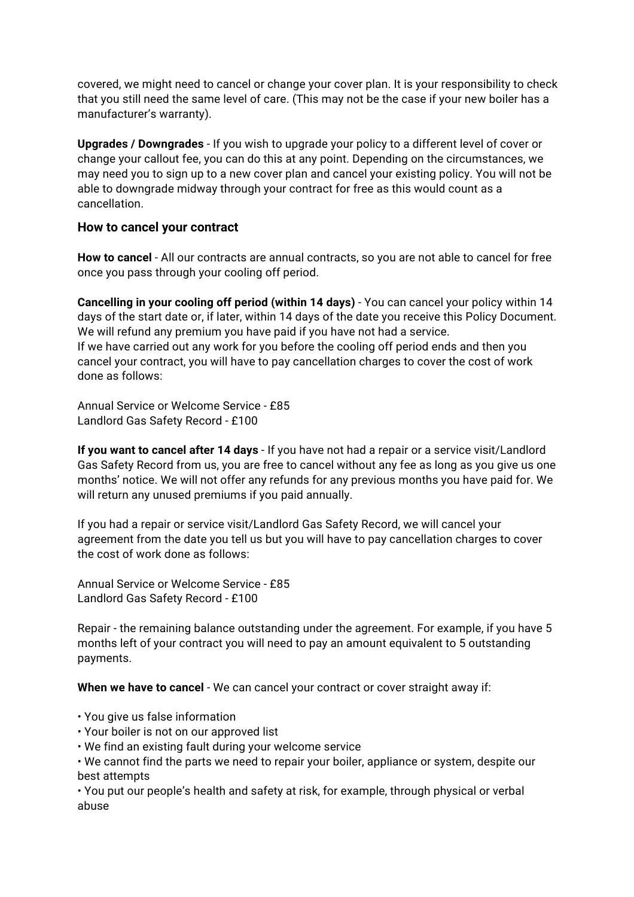covered, we might need to cancel or change your cover plan. It is your responsibility to check that you still need the same level of care. (This may not be the case if your new boiler has a manufacturer's warranty).

**Upgrades / Downgrades** - If you wish to upgrade your policy to a different level of cover or change your callout fee, you can do this at any point. Depending on the circumstances, we may need you to sign up to a new cover plan and cancel your existing policy. You will not be able to downgrade midway through your contract for free as this would count as a cancellation.

### How to cancel your contract

**How to cancel** - All our contracts are annual contracts, so you are not able to cancel for free once you pass through your cooling off period.

**Cancelling in your cooling off period (within 14 days)** - You can cancel your policy within 14 days of the start date or, if later, within 14 days of the date you receive this Policy Document. We will refund any premium you have paid if you have not had a service.
If we have carried out any work for you before the cooling off period ends and then you cancel your contract, you will have to pay cancellation charges to cover the cost of work done as follows:

Annual Service or Welcome Service - £85
Landlord Gas Safety Record - £100

**If you want to cancel after 14 days** - If you have not had a repair or a service visit/Landlord Gas Safety Record from us, you are free to cancel without any fee as long as you give us one months' notice. We will not offer any refunds for any previous months you have paid for. We will return any unused premiums if you paid annually.

If you had a repair or service visit/Landlord Gas Safety Record, we will cancel your agreement from the date you tell us but you will have to pay cancellation charges to cover the cost of work done as follows:

Annual Service or Welcome Service - £85
Landlord Gas Safety Record - £100

Repair - the remaining balance outstanding under the agreement. For example, if you have 5 months left of your contract you will need to pay an amount equivalent to 5 outstanding payments.

**When we have to cancel** - We can cancel your contract or cover straight away if:

- You give us false information
- Your boiler is not on our approved list
- We find an existing fault during your welcome service
- We cannot find the parts we need to repair your boiler, appliance or system, despite our best attempts
- You put our people's health and safety at risk, for example, through physical or verbal abuse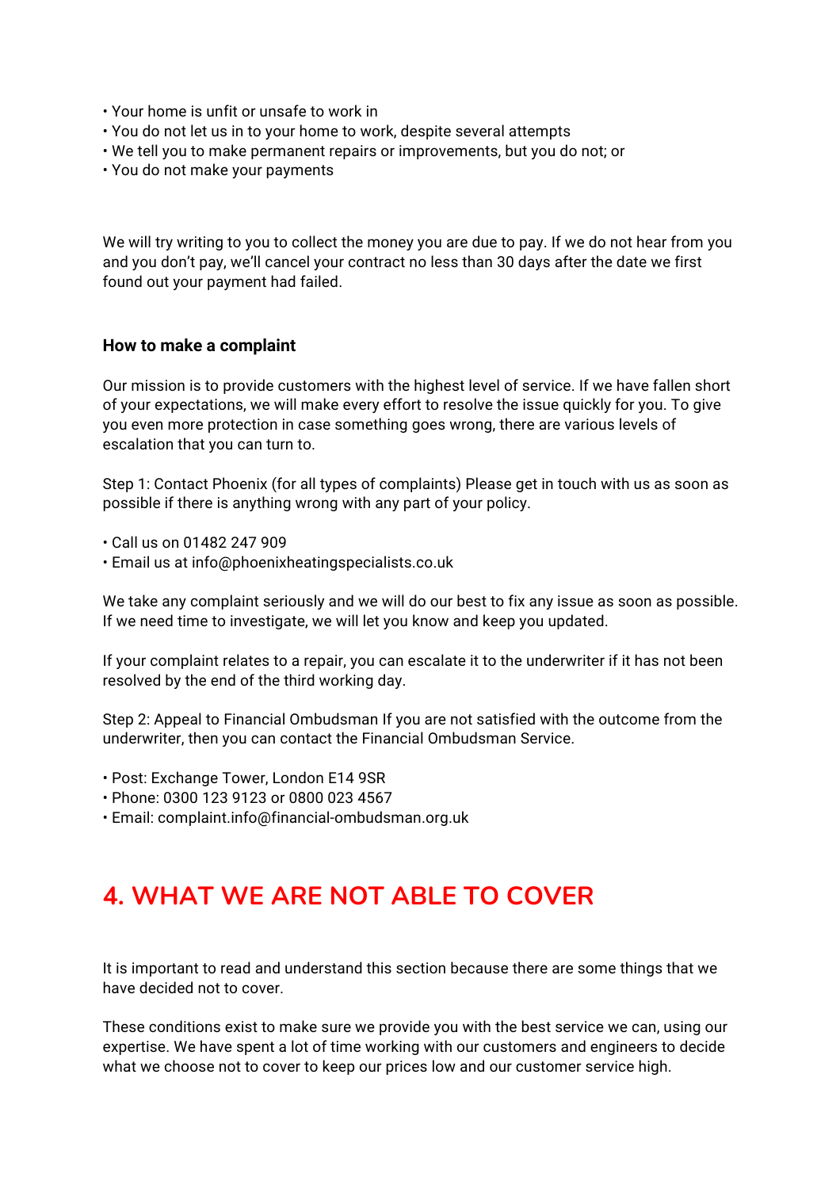- Your home is unfit or unsafe to work in
- You do not let us in to your home to work, despite several attempts
- We tell you to make permanent repairs or improvements, but you do not; or
- You do not make your payments

We will try writing to you to collect the money you are due to pay. If we do not hear from you and you don't pay, we'll cancel your contract no less than 30 days after the date we first found out your payment had failed.

**How to make a complaint**

Our mission is to provide customers with the highest level of service. If we have fallen short of your expectations, we will make every effort to resolve the issue quickly for you. To give you even more protection in case something goes wrong, there are various levels of escalation that you can turn to.

Step 1: Contact Phoenix (for all types of complaints) Please get in touch with us as soon as possible if there is anything wrong with any part of your policy.

- Call us on 01482 247 909
- Email us at info@phoenixheatingspecialists.co.uk

We take any complaint seriously and we will do our best to fix any issue as soon as possible. If we need time to investigate, we will let you know and keep you updated.

If your complaint relates to a repair, you can escalate it to the underwriter if it has not been resolved by the end of the third working day.

Step 2: Appeal to Financial Ombudsman If you are not satisfied with the outcome from the underwriter, then you can contact the Financial Ombudsman Service.

- Post: Exchange Tower, London E14 9SR
- Phone: 0300 123 9123 or 0800 023 4567
- Email: complaint.info@financial-ombudsman.org.uk

## 4. WHAT WE ARE NOT ABLE TO COVER

It is important to read and understand this section because there are some things that we have decided not to cover.

These conditions exist to make sure we provide you with the best service we can, using our expertise. We have spent a lot of time working with our customers and engineers to decide what we choose not to cover to keep our prices low and our customer service high.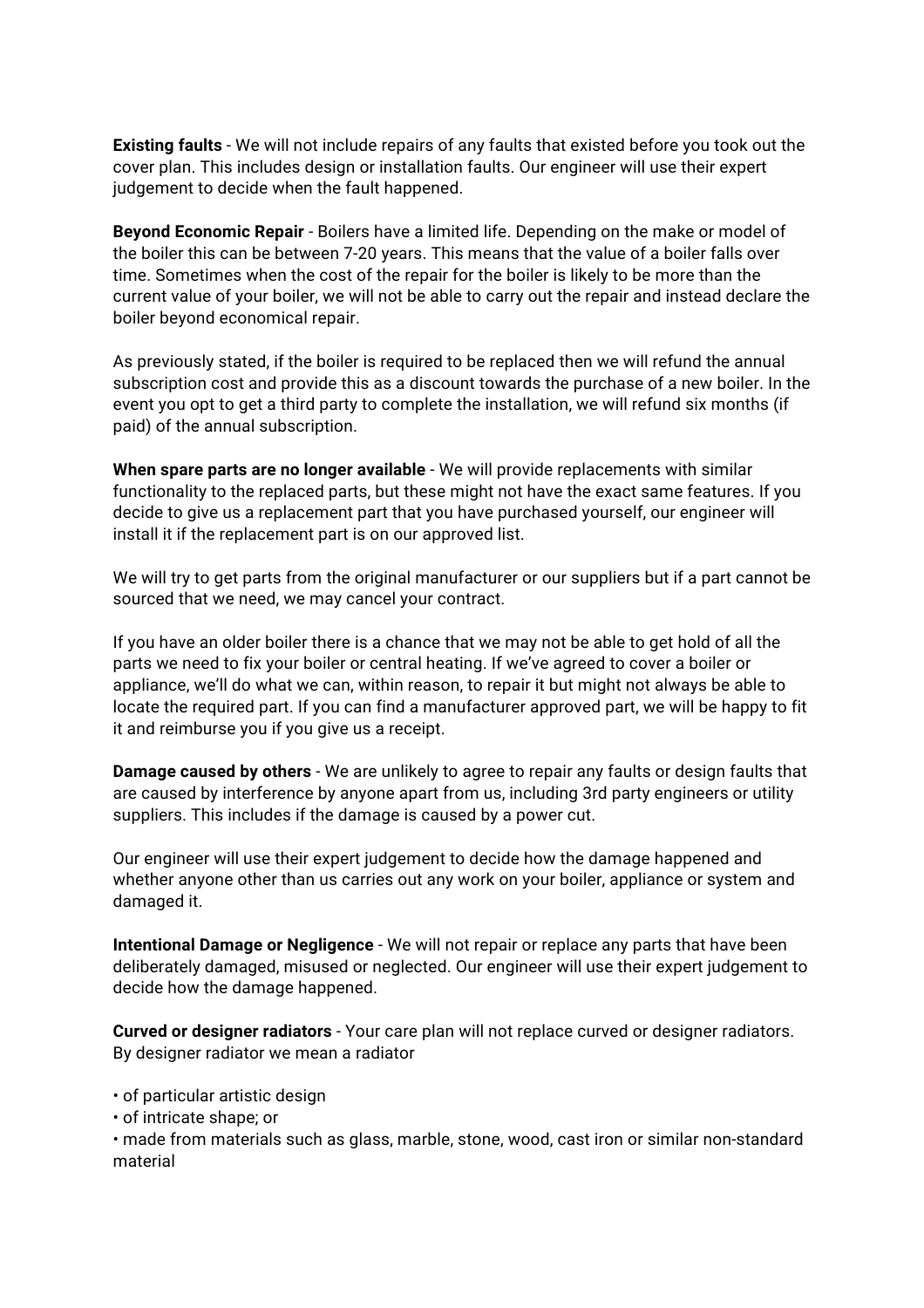**Existing faults** - We will not include repairs of any faults that existed before you took out the cover plan. This includes design or installation faults. Our engineer will use their expert judgement to decide when the fault happened.

**Beyond Economic Repair** - Boilers have a limited life. Depending on the make or model of the boiler this can be between 7-20 years. This means that the value of a boiler falls over time. Sometimes when the cost of the repair for the boiler is likely to be more than the current value of your boiler, we will not be able to carry out the repair and instead declare the boiler beyond economical repair.

As previously stated, if the boiler is required to be replaced then we will refund the annual subscription cost and provide this as a discount towards the purchase of a new boiler. In the event you opt to get a third party to complete the installation, we will refund six months (if paid) of the annual subscription.

**When spare parts are no longer available** - We will provide replacements with similar functionality to the replaced parts, but these might not have the exact same features. If you decide to give us a replacement part that you have purchased yourself, our engineer will install it if the replacement part is on our approved list.

We will try to get parts from the original manufacturer or our suppliers but if a part cannot be sourced that we need, we may cancel your contract.

If you have an older boiler there is a chance that we may not be able to get hold of all the parts we need to fix your boiler or central heating. If we've agreed to cover a boiler or appliance, we'll do what we can, within reason, to repair it but might not always be able to locate the required part. If you can find a manufacturer approved part, we will be happy to fit it and reimburse you if you give us a receipt.

**Damage caused by others** - We are unlikely to agree to repair any faults or design faults that are caused by interference by anyone apart from us, including 3rd party engineers or utility suppliers. This includes if the damage is caused by a power cut.

Our engineer will use their expert judgement to decide how the damage happened and whether anyone other than us carries out any work on your boiler, appliance or system and damaged it.

**Intentional Damage or Negligence** - We will not repair or replace any parts that have been deliberately damaged, misused or neglected. Our engineer will use their expert judgement to decide how the damage happened.

**Curved or designer radiators** - Your care plan will not replace curved or designer radiators. By designer radiator we mean a radiator

- of particular artistic design
- of intricate shape; or
- made from materials such as glass, marble, stone, wood, cast iron or similar non-standard material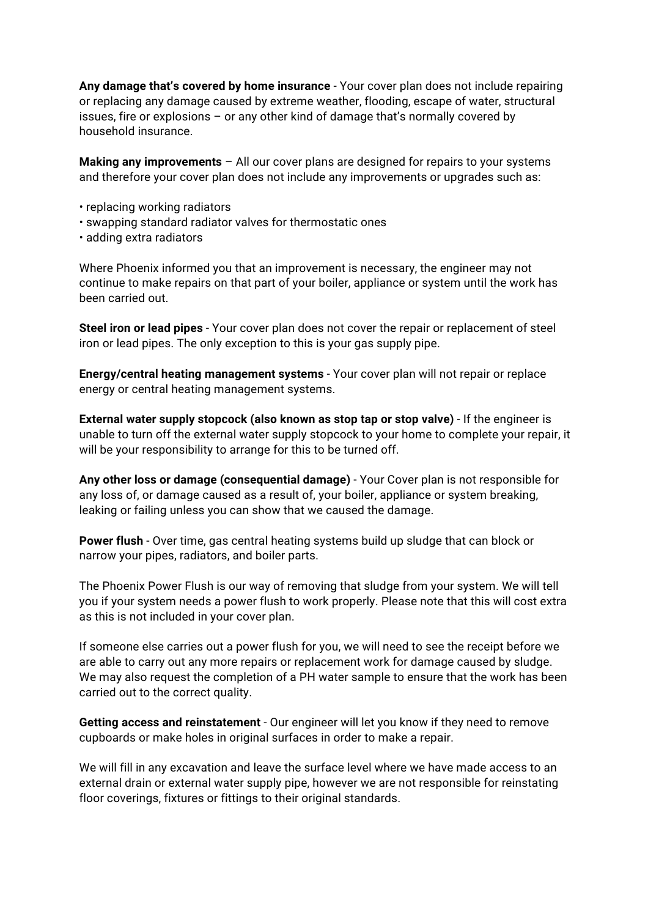**Any damage that's covered by home insurance** - Your cover plan does not include repairing or replacing any damage caused by extreme weather, flooding, escape of water, structural issues, fire or explosions – or any other kind of damage that's normally covered by household insurance.

**Making any improvements** – All our cover plans are designed for repairs to your systems and therefore your cover plan does not include any improvements or upgrades such as:

- replacing working radiators
- swapping standard radiator valves for thermostatic ones
- adding extra radiators

Where Phoenix informed you that an improvement is necessary, the engineer may not continue to make repairs on that part of your boiler, appliance or system until the work has been carried out.

**Steel iron or lead pipes** - Your cover plan does not cover the repair or replacement of steel iron or lead pipes. The only exception to this is your gas supply pipe.

**Energy/central heating management systems** - Your cover plan will not repair or replace energy or central heating management systems.

**External water supply stopcock (also known as stop tap or stop valve)** - If the engineer is unable to turn off the external water supply stopcock to your home to complete your repair, it will be your responsibility to arrange for this to be turned off.

**Any other loss or damage (consequential damage)** - Your Cover plan is not responsible for any loss of, or damage caused as a result of, your boiler, appliance or system breaking, leaking or failing unless you can show that we caused the damage.

**Power flush** - Over time, gas central heating systems build up sludge that can block or narrow your pipes, radiators, and boiler parts.

The Phoenix Power Flush is our way of removing that sludge from your system. We will tell you if your system needs a power flush to work properly. Please note that this will cost extra as this is not included in your cover plan.

If someone else carries out a power flush for you, we will need to see the receipt before we are able to carry out any more repairs or replacement work for damage caused by sludge. We may also request the completion of a PH water sample to ensure that the work has been carried out to the correct quality.

**Getting access and reinstatement** - Our engineer will let you know if they need to remove cupboards or make holes in original surfaces in order to make a repair.

We will fill in any excavation and leave the surface level where we have made access to an external drain or external water supply pipe, however we are not responsible for reinstating floor coverings, fixtures or fittings to their original standards.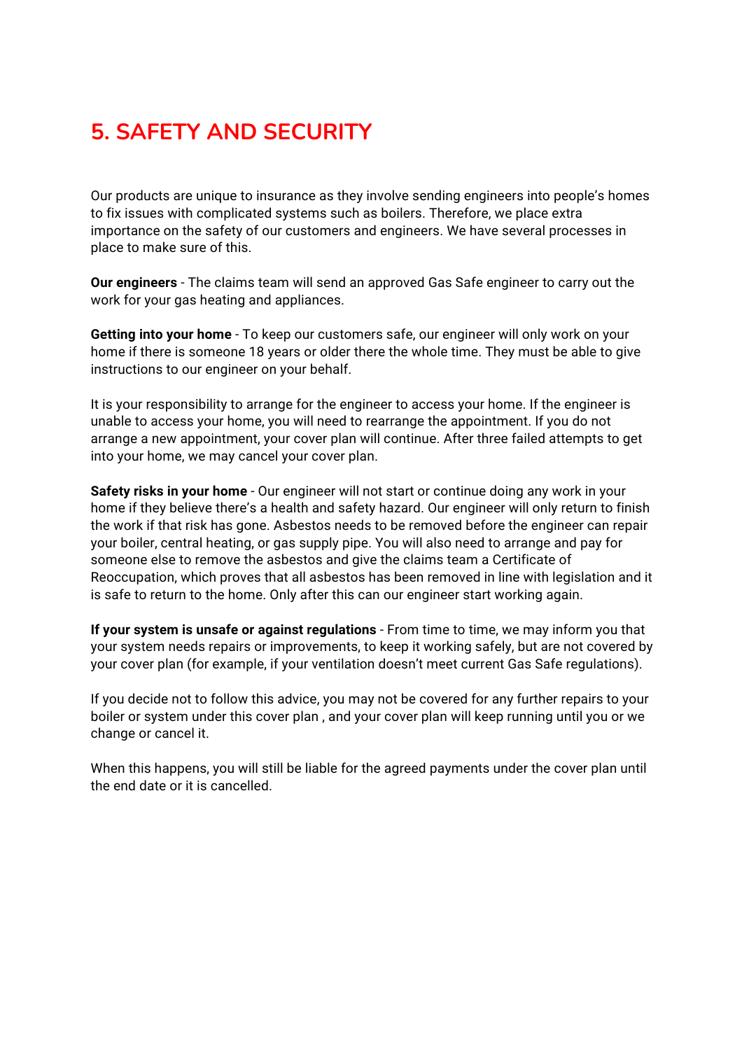## 5. SAFETY AND SECURITY

Our products are unique to insurance as they involve sending engineers into people's homes to fix issues with complicated systems such as boilers. Therefore, we place extra importance on the safety of our customers and engineers. We have several processes in place to make sure of this.

**Our engineers** - The claims team will send an approved Gas Safe engineer to carry out the work for your gas heating and appliances.

**Getting into your home** - To keep our customers safe, our engineer will only work on your home if there is someone 18 years or older there the whole time. They must be able to give instructions to our engineer on your behalf.

It is your responsibility to arrange for the engineer to access your home. If the engineer is unable to access your home, you will need to rearrange the appointment. If you do not arrange a new appointment, your cover plan will continue. After three failed attempts to get into your home, we may cancel your cover plan.

**Safety risks in your home** - Our engineer will not start or continue doing any work in your home if they believe there's a health and safety hazard. Our engineer will only return to finish the work if that risk has gone. Asbestos needs to be removed before the engineer can repair your boiler, central heating, or gas supply pipe. You will also need to arrange and pay for someone else to remove the asbestos and give the claims team a Certificate of Reoccupation, which proves that all asbestos has been removed in line with legislation and it is safe to return to the home. Only after this can our engineer start working again.

**If your system is unsafe or against regulations** - From time to time, we may inform you that your system needs repairs or improvements, to keep it working safely, but are not covered by your cover plan (for example, if your ventilation doesn't meet current Gas Safe regulations).

If you decide not to follow this advice, you may not be covered for any further repairs to your boiler or system under this cover plan , and your cover plan will keep running until you or we change or cancel it.

When this happens, you will still be liable for the agreed payments under the cover plan until the end date or it is cancelled.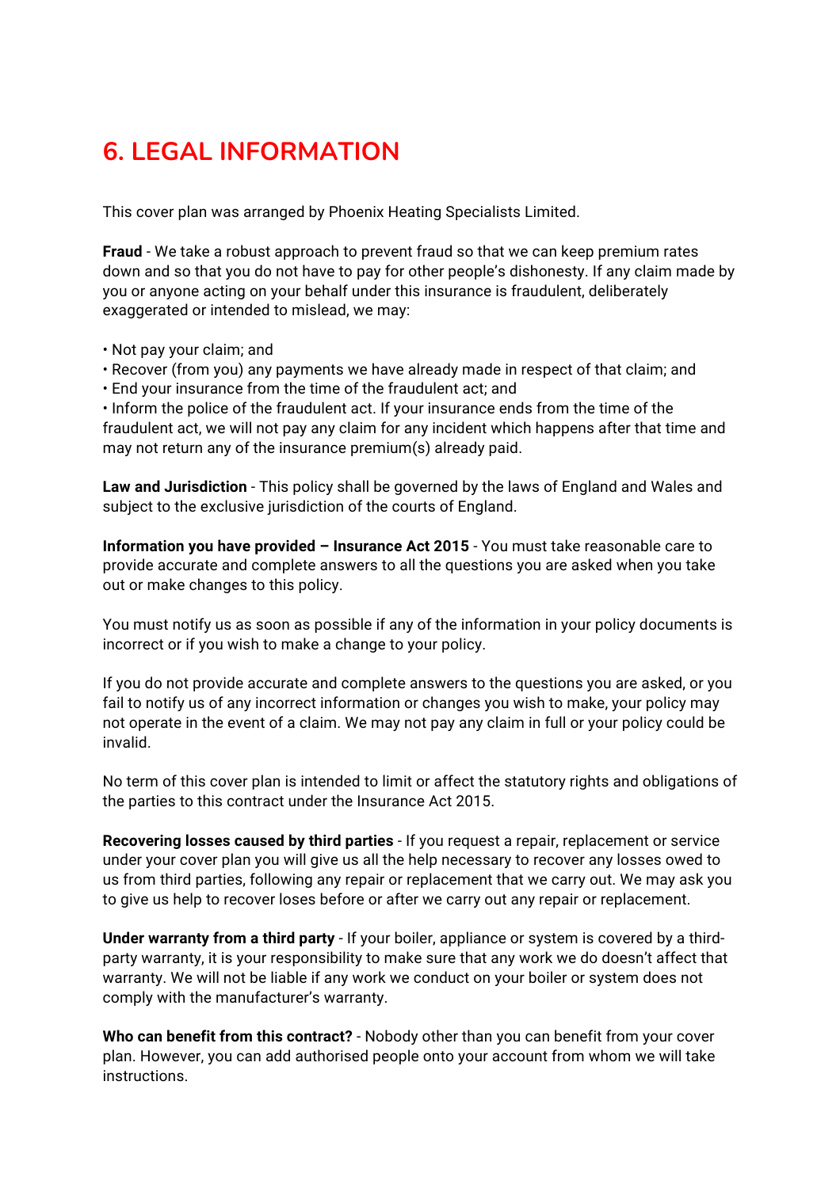# 6. LEGAL INFORMATION

This cover plan was arranged by Phoenix Heating Specialists Limited.

**Fraud** - We take a robust approach to prevent fraud so that we can keep premium rates down and so that you do not have to pay for other people's dishonesty. If any claim made by you or anyone acting on your behalf under this insurance is fraudulent, deliberately exaggerated or intended to mislead, we may:

- Not pay your claim; and
- Recover (from you) any payments we have already made in respect of that claim; and
- End your insurance from the time of the fraudulent act; and
- Inform the police of the fraudulent act. If your insurance ends from the time of the fraudulent act, we will not pay any claim for any incident which happens after that time and may not return any of the insurance premium(s) already paid.

**Law and Jurisdiction** - This policy shall be governed by the laws of England and Wales and subject to the exclusive jurisdiction of the courts of England.

**Information you have provided – Insurance Act 2015** - You must take reasonable care to provide accurate and complete answers to all the questions you are asked when you take out or make changes to this policy.

You must notify us as soon as possible if any of the information in your policy documents is incorrect or if you wish to make a change to your policy.

If you do not provide accurate and complete answers to the questions you are asked, or you fail to notify us of any incorrect information or changes you wish to make, your policy may not operate in the event of a claim. We may not pay any claim in full or your policy could be invalid.

No term of this cover plan is intended to limit or affect the statutory rights and obligations of the parties to this contract under the Insurance Act 2015.

**Recovering losses caused by third parties** - If you request a repair, replacement or service under your cover plan you will give us all the help necessary to recover any losses owed to us from third parties, following any repair or replacement that we carry out. We may ask you to give us help to recover loses before or after we carry out any repair or replacement.

**Under warranty from a third party** - If your boiler, appliance or system is covered by a third-party warranty, it is your responsibility to make sure that any work we do doesn't affect that warranty. We will not be liable if any work we conduct on your boiler or system does not comply with the manufacturer's warranty.

**Who can benefit from this contract?** - Nobody other than you can benefit from your cover plan. However, you can add authorised people onto your account from whom we will take instructions.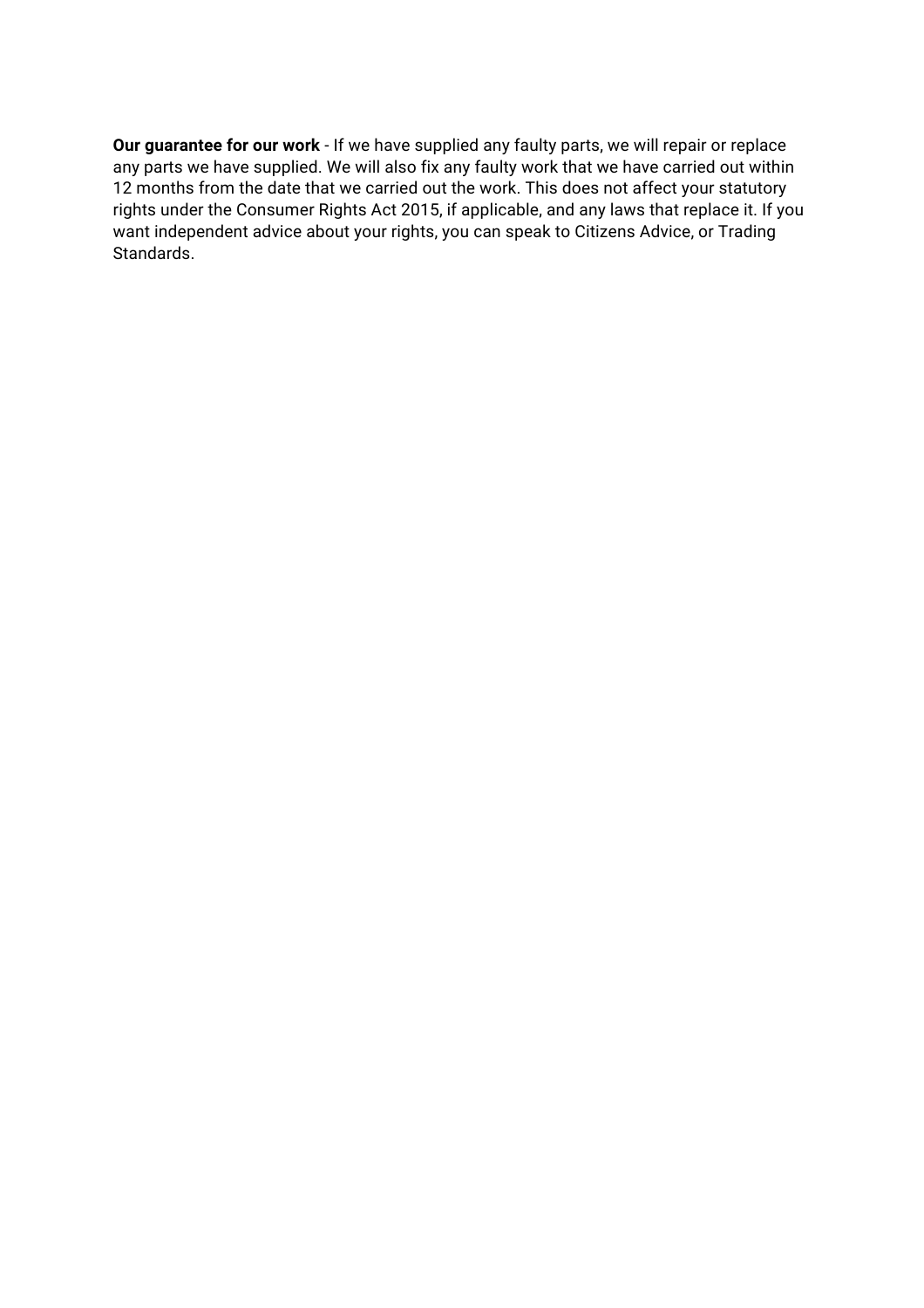**Our guarantee for our work** - If we have supplied any faulty parts, we will repair or replace any parts we have supplied. We will also fix any faulty work that we have carried out within 12 months from the date that we carried out the work. This does not affect your statutory rights under the Consumer Rights Act 2015, if applicable, and any laws that replace it. If you want independent advice about your rights, you can speak to Citizens Advice, or Trading Standards.